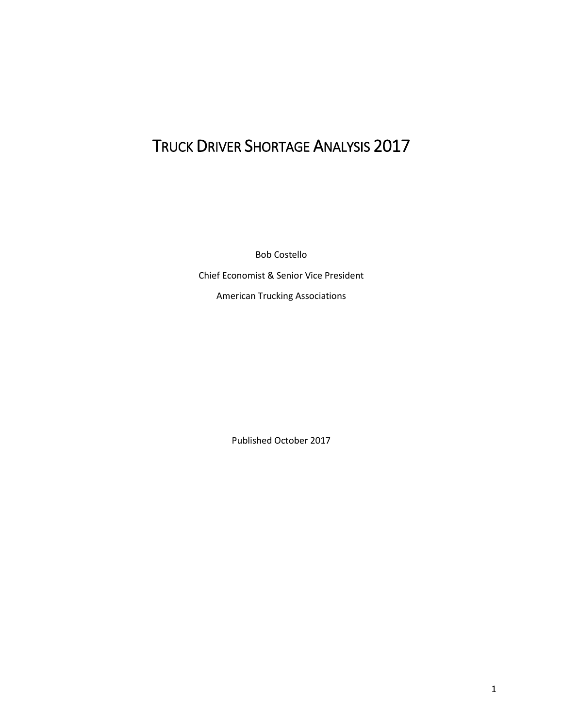# Truck Driver Shortage Analysis 2017

Bob Costello

Chief Economist & Senior Vice President

American Trucking Associations

Published October 2017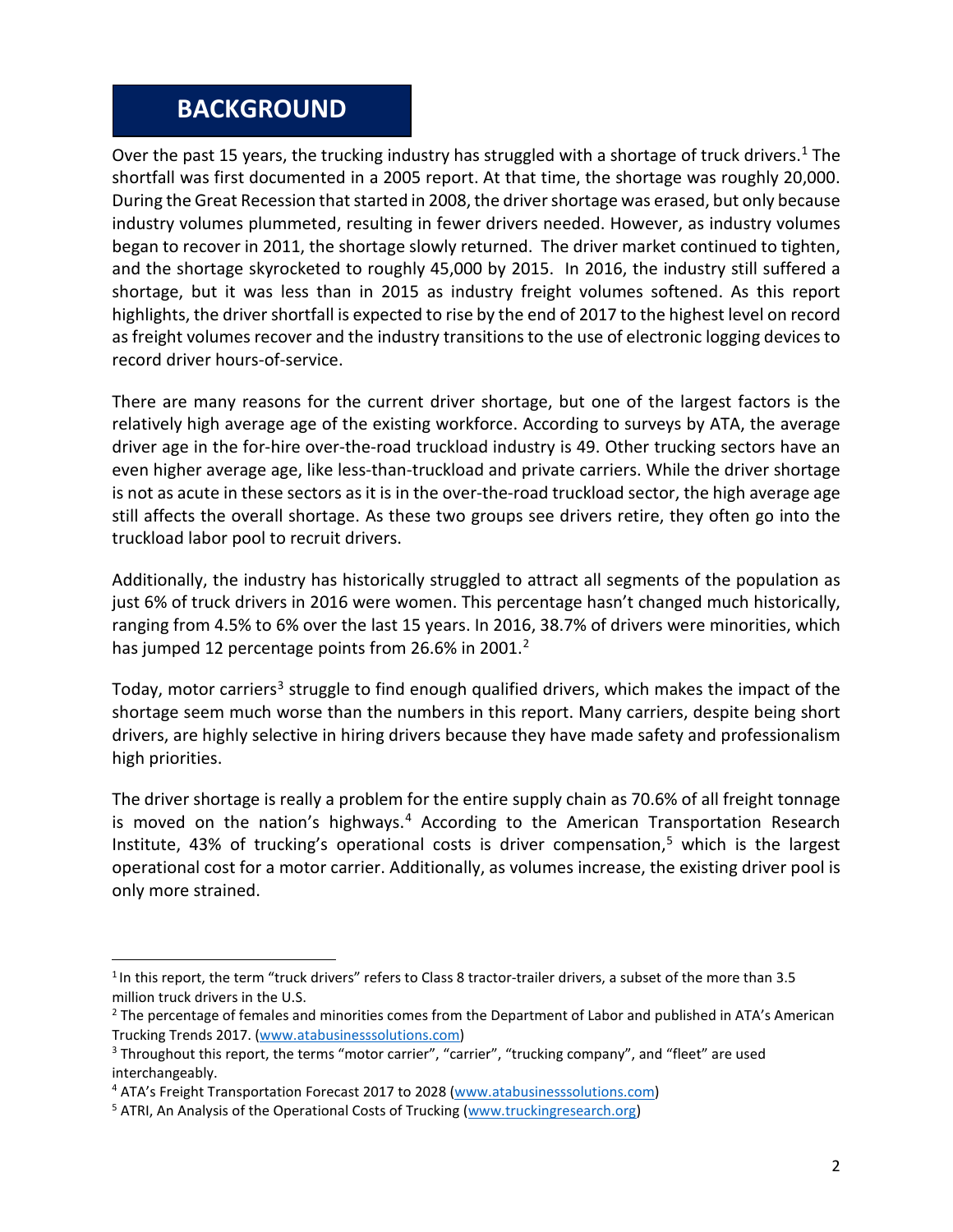# BACKGROUND

Over the past 15 years, the trucking industry has struggled with a shortage of truck drivers.[1] The shortfall was first documented in a 2005 report. At that time, the shortage was roughly 20,000. During the Great Recession that started in 2008, the driver shortage was erased, but only because industry volumes plummeted, resulting in fewer drivers needed. However, as industry volumes began to recover in 2011, the shortage slowly returned. The driver market continued to tighten, and the shortage skyrocketed to roughly 45,000 by 2015. In 2016, the industry still suffered a shortage, but it was less than in 2015 as industry freight volumes softened. As this report highlights, the driver shortfall is expected to rise by the end of 2017 to the highest level on record as freight volumes recover and the industry transitions to the use of electronic logging devices to record driver hours-of-service.

There are many reasons for the current driver shortage, but one of the largest factors is the relatively high average age of the existing workforce. According to surveys by ATA, the average driver age in the for-hire over-the-road truckload industry is 49. Other trucking sectors have an even higher average age, like less-than-truckload and private carriers. While the driver shortage is not as acute in these sectors as it is in the over-the-road truckload sector, the high average age still affects the overall shortage. As these two groups see drivers retire, they often go into the truckload labor pool to recruit drivers.

Additionally, the industry has historically struggled to attract all segments of the population as just 6% of truck drivers in 2016 were women. This percentage hasn't changed much historically, ranging from 4.5% to 6% over the last 15 years. In 2016, 38.7% of drivers were minorities, which has jumped 12 percentage points from 26.6% in 2001.[2]

Today, motor carriers[3] struggle to find enough qualified drivers, which makes the impact of the shortage seem much worse than the numbers in this report. Many carriers, despite being short drivers, are highly selective in hiring drivers because they have made safety and professionalism high priorities.

The driver shortage is really a problem for the entire supply chain as 70.6% of all freight tonnage is moved on the nation's highways.[4] According to the American Transportation Research Institute, 43% of trucking's operational costs is driver compensation,[5] which is the largest operational cost for a motor carrier. Additionally, as volumes increase, the existing driver pool is only more strained.

---

[1] In this report, the term "truck drivers" refers to Class 8 tractor-trailer drivers, a subset of the more than 3.5 million truck drivers in the U.S.

[2] The percentage of females and minorities comes from the Department of Labor and published in ATA's American Trucking Trends 2017. (www.atabusinesssolutions.com)

[3] Throughout this report, the terms "motor carrier", "carrier", "trucking company", and "fleet" are used interchangeably.

[4] ATA's Freight Transportation Forecast 2017 to 2028 (www.atabusinesssolutions.com)

[5] ATRI, An Analysis of the Operational Costs of Trucking (www.truckingresearch.org)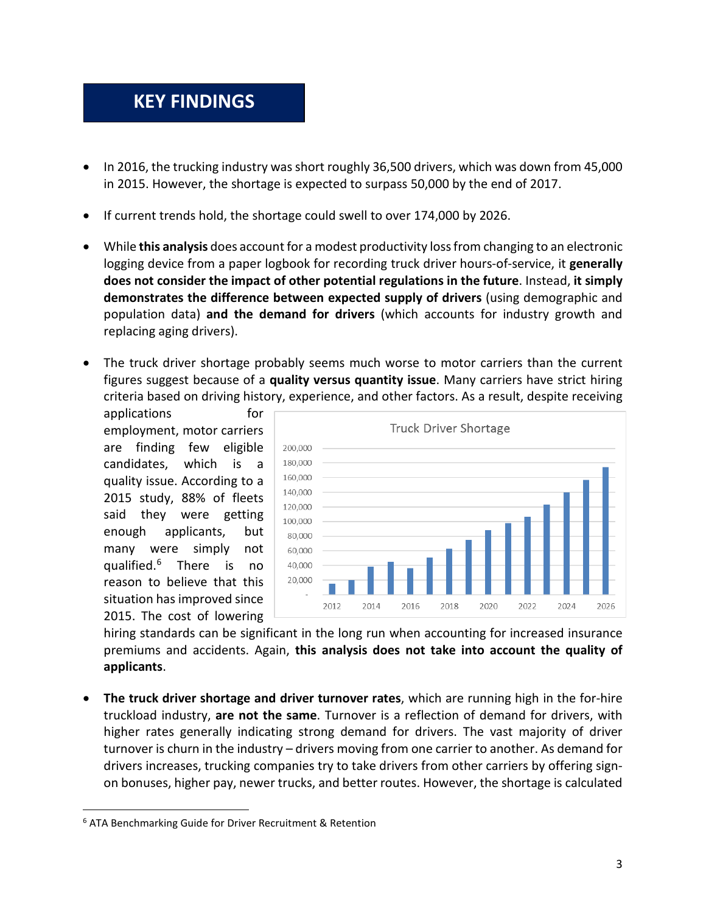# KEY FINDINGS

- In 2016, the trucking industry was short roughly 36,500 drivers, which was down from 45,000 in 2015. However, the shortage is expected to surpass 50,000 by the end of 2017.

- If current trends hold, the shortage could swell to over 174,000 by 2026.

- While **this analysis** does account for a modest productivity loss from changing to an electronic logging device from a paper logbook for recording truck driver hours-of-service, it **generally does not consider the impact of other potential regulations in the future**. Instead, **it simply demonstrates the difference between expected supply of drivers** (using demographic and population data) **and the demand for drivers** (which accounts for industry growth and replacing aging drivers).

- The truck driver shortage probably seems much worse to motor carriers than the current figures suggest because of a **quality versus quantity issue**. Many carriers have strict hiring criteria based on driving history, experience, and other factors. As a result, despite receiving applications for employment, motor carriers are finding few eligible candidates, which is a quality issue. According to a 2015 study, 88% of fleets said they were getting enough applicants, but many were simply not qualified.[6] There is no reason to believe that this situation has improved since 2015. The cost of lowering hiring standards can be significant in the long run when accounting for increased insurance premiums and accidents. Again, **this analysis does not take into account the quality of applicants**.

- **The truck driver shortage and driver turnover rates**, which are running high in the for-hire truckload industry, **are not the same**. Turnover is a reflection of demand for drivers, with higher rates generally indicating strong demand for drivers. The vast majority of driver turnover is churn in the industry – drivers moving from one carrier to another. As demand for drivers increases, trucking companies try to take drivers from other carriers by offering sign-on bonuses, higher pay, newer trucks, and better routes. However, the shortage is calculated

[6] ATA Benchmarking Guide for Driver Recruitment & Retention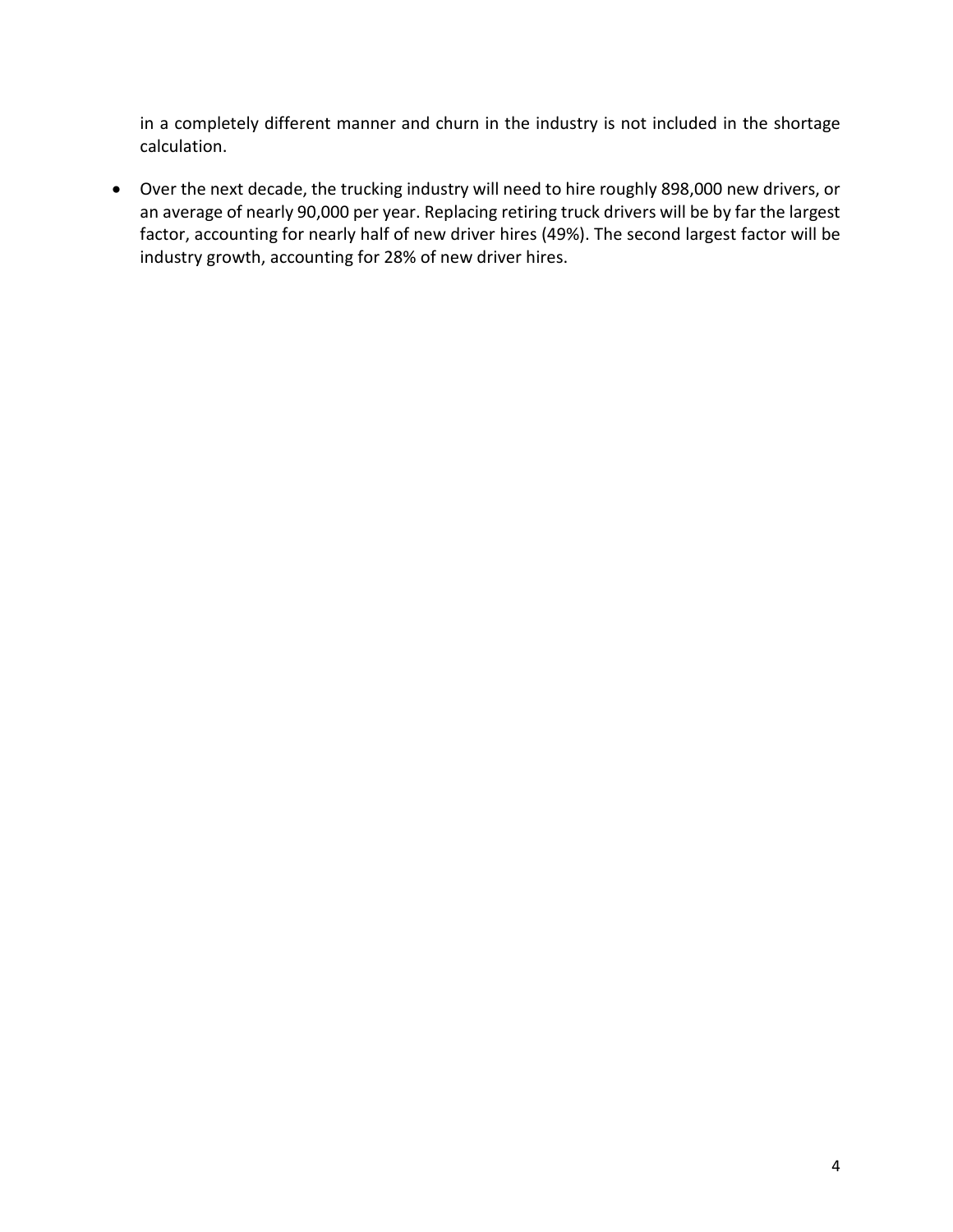in a completely different manner and churn in the industry is not included in the shortage calculation.

- Over the next decade, the trucking industry will need to hire roughly 898,000 new drivers, or an average of nearly 90,000 per year. Replacing retiring truck drivers will be by far the largest factor, accounting for nearly half of new driver hires (49%). The second largest factor will be industry growth, accounting for 28% of new driver hires.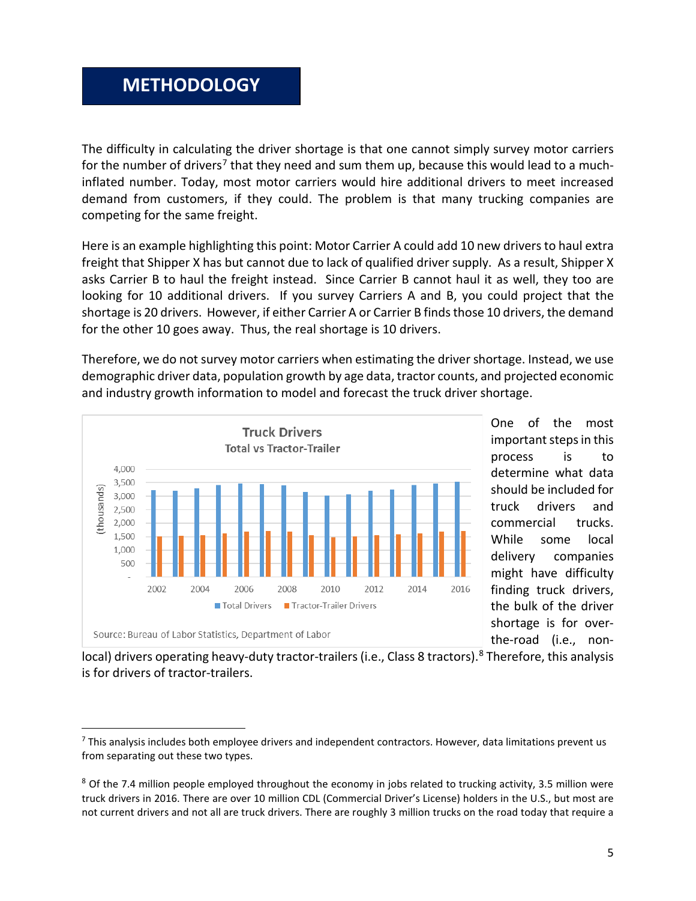# METHODOLOGY

The difficulty in calculating the driver shortage is that one cannot simply survey motor carriers for the number of drivers[7] that they need and sum them up, because this would lead to a much-inflated number. Today, most motor carriers would hire additional drivers to meet increased demand from customers, if they could. The problem is that many trucking companies are competing for the same freight.

Here is an example highlighting this point: Motor Carrier A could add 10 new drivers to haul extra freight that Shipper X has but cannot due to lack of qualified driver supply. As a result, Shipper X asks Carrier B to haul the freight instead. Since Carrier B cannot haul it as well, they too are looking for 10 additional drivers. If you survey Carriers A and B, you could project that the shortage is 20 drivers. However, if either Carrier A or Carrier B finds those 10 drivers, the demand for the other 10 goes away. Thus, the real shortage is 10 drivers.

Therefore, we do not survey motor carriers when estimating the driver shortage. Instead, we use demographic driver data, population growth by age data, tractor counts, and projected economic and industry growth information to model and forecast the truck driver shortage.

**Truck Drivers**
Total vs Tractor-Trailer

Source: Bureau of Labor Statistics, Department of Labor

One of the most important steps in this process is to determine what data should be included for truck drivers and commercial trucks. While some local delivery companies might have difficulty finding truck drivers, the bulk of the driver shortage is for over-the-road (i.e., non-local) drivers operating heavy-duty tractor-trailers (i.e., Class 8 tractors).[8] Therefore, this analysis is for drivers of tractor-trailers.

---

[7] This analysis includes both employee drivers and independent contractors. However, data limitations prevent us from separating out these two types.

[8] Of the 7.4 million people employed throughout the economy in jobs related to trucking activity, 3.5 million were truck drivers in 2016. There are over 10 million CDL (Commercial Driver's License) holders in the U.S., but most are not current drivers and not all are truck drivers. There are roughly 3 million trucks on the road today that require a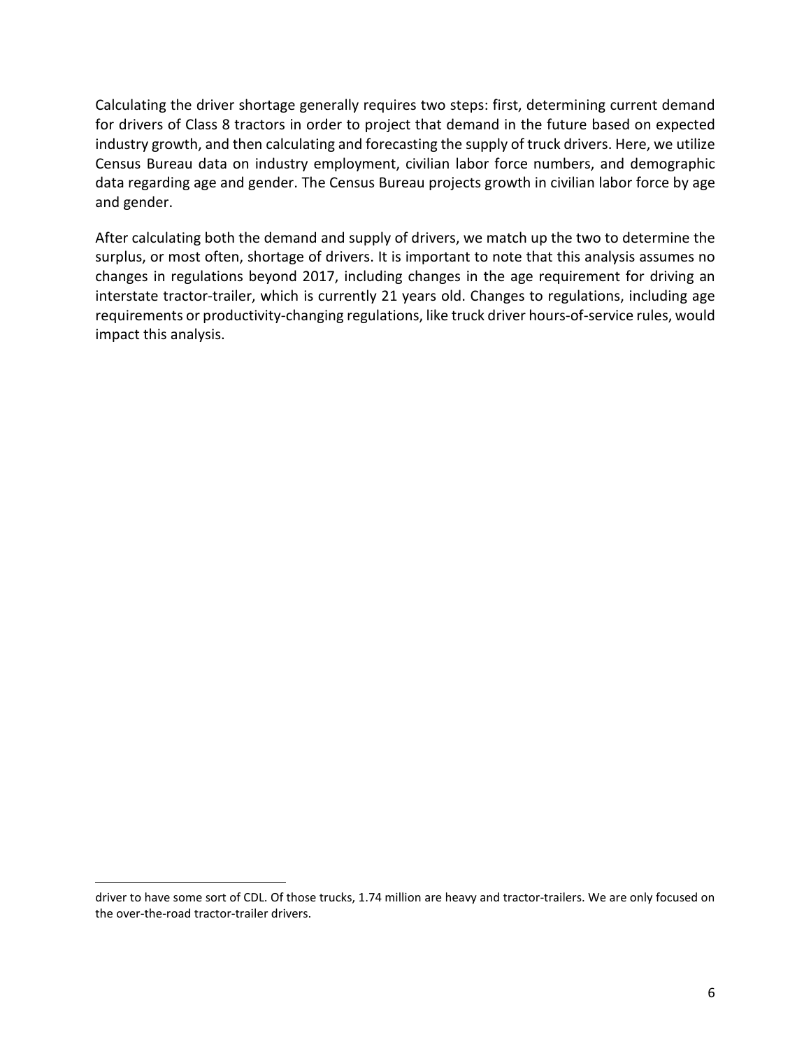Calculating the driver shortage generally requires two steps: first, determining current demand for drivers of Class 8 tractors in order to project that demand in the future based on expected industry growth, and then calculating and forecasting the supply of truck drivers. Here, we utilize Census Bureau data on industry employment, civilian labor force numbers, and demographic data regarding age and gender. The Census Bureau projects growth in civilian labor force by age and gender.

After calculating both the demand and supply of drivers, we match up the two to determine the surplus, or most often, shortage of drivers. It is important to note that this analysis assumes no changes in regulations beyond 2017, including changes in the age requirement for driving an interstate tractor-trailer, which is currently 21 years old. Changes to regulations, including age requirements or productivity-changing regulations, like truck driver hours-of-service rules, would impact this analysis.

---

driver to have some sort of CDL. Of those trucks, 1.74 million are heavy and tractor-trailers. We are only focused on the over-the-road tractor-trailer drivers.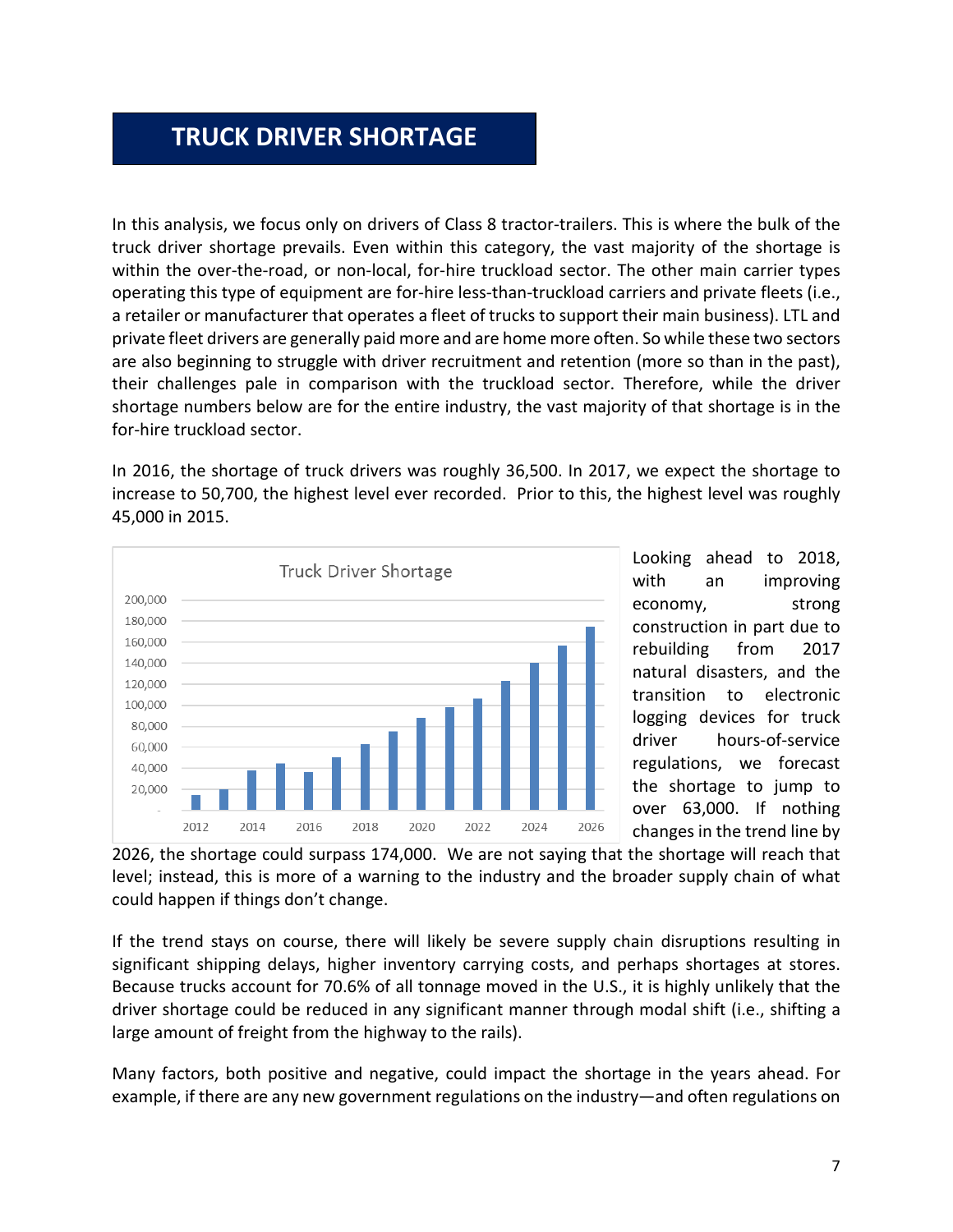# TRUCK DRIVER SHORTAGE

In this analysis, we focus only on drivers of Class 8 tractor-trailers. This is where the bulk of the truck driver shortage prevails. Even within this category, the vast majority of the shortage is within the over-the-road, or non-local, for-hire truckload sector. The other main carrier types operating this type of equipment are for-hire less-than-truckload carriers and private fleets (i.e., a retailer or manufacturer that operates a fleet of trucks to support their main business). LTL and private fleet drivers are generally paid more and are home more often. So while these two sectors are also beginning to struggle with driver recruitment and retention (more so than in the past), their challenges pale in comparison with the truckload sector. Therefore, while the driver shortage numbers below are for the entire industry, the vast majority of that shortage is in the for-hire truckload sector.

In 2016, the shortage of truck drivers was roughly 36,500. In 2017, we expect the shortage to increase to 50,700, the highest level ever recorded. Prior to this, the highest level was roughly 45,000 in 2015.

Looking ahead to 2018, with an improving economy, strong construction in part due to rebuilding from 2017 natural disasters, and the transition to electronic logging devices for truck driver hours-of-service regulations, we forecast the shortage to jump to over 63,000. If nothing changes in the trend line by 2026, the shortage could surpass 174,000. We are not saying that the shortage will reach that level; instead, this is more of a warning to the industry and the broader supply chain of what could happen if things don't change.

If the trend stays on course, there will likely be severe supply chain disruptions resulting in significant shipping delays, higher inventory carrying costs, and perhaps shortages at stores. Because trucks account for 70.6% of all tonnage moved in the U.S., it is highly unlikely that the driver shortage could be reduced in any significant manner through modal shift (i.e., shifting a large amount of freight from the highway to the rails).

Many factors, both positive and negative, could impact the shortage in the years ahead. For example, if there are any new government regulations on the industry—and often regulations on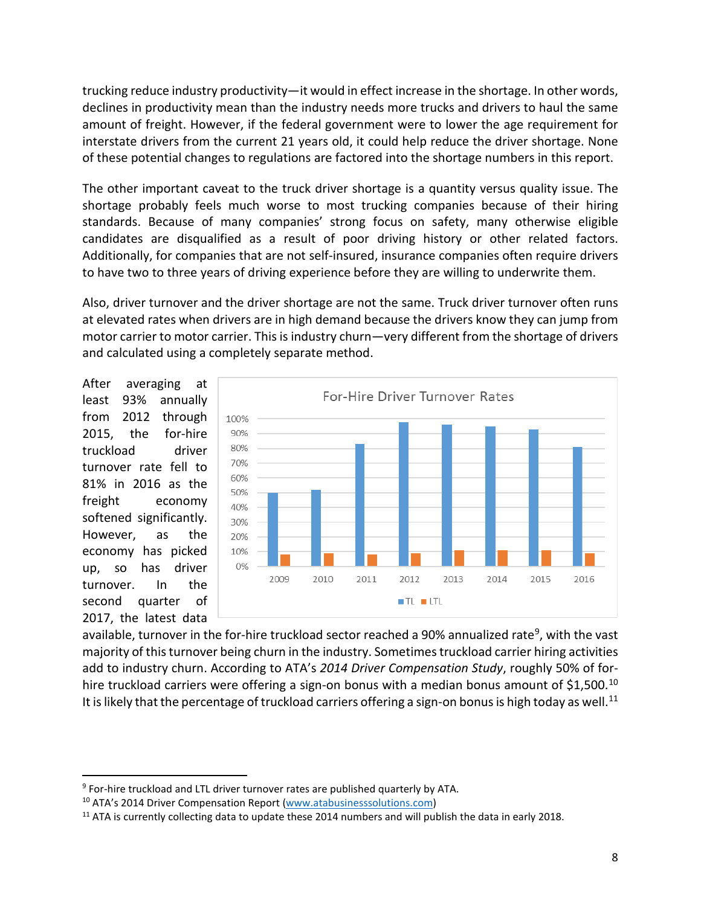trucking reduce industry productivity—it would in effect increase in the shortage. In other words, declines in productivity mean than the industry needs more trucks and drivers to haul the same amount of freight. However, if the federal government were to lower the age requirement for interstate drivers from the current 21 years old, it could help reduce the driver shortage. None of these potential changes to regulations are factored into the shortage numbers in this report.

The other important caveat to the truck driver shortage is a quantity versus quality issue. The shortage probably feels much worse to most trucking companies because of their hiring standards. Because of many companies' strong focus on safety, many otherwise eligible candidates are disqualified as a result of poor driving history or other related factors. Additionally, for companies that are not self-insured, insurance companies often require drivers to have two to three years of driving experience before they are willing to underwrite them.

Also, driver turnover and the driver shortage are not the same. Truck driver turnover often runs at elevated rates when drivers are in high demand because the drivers know they can jump from motor carrier to motor carrier. This is industry churn—very different from the shortage of drivers and calculated using a completely separate method.

After averaging at least 93% annually from 2012 through 2015, the for-hire truckload driver turnover rate fell to 81% in 2016 as the freight economy softened significantly. However, as the economy has picked up, so has driver turnover. In the second quarter of 2017, the latest data available, turnover in the for-hire truckload sector reached a 90% annualized rate[9], with the vast majority of this turnover being churn in the industry. Sometimes truckload carrier hiring activities add to industry churn. According to ATA's *2014 Driver Compensation Study*, roughly 50% of for-hire truckload carriers were offering a sign-on bonus with a median bonus amount of $1,500.[10] It is likely that the percentage of truckload carriers offering a sign-on bonus is high today as well.[11]

**For-Hire Driver Turnover Rates**

| Year | TL | LTL |
|---|---|---|
| 2009 | ~50% | ~8% |
| 2010 | ~52% | ~9% |
| 2011 | ~83% | ~8% |
| 2012 | ~97% | ~9% |
| 2013 | ~96% | ~11% |
| 2014 | ~95% | ~11% |
| 2015 | ~93% | ~11% |
| 2016 | ~81% | ~9% |

[9] For-hire truckload and LTL driver turnover rates are published quarterly by ATA.

[10] ATA's 2014 Driver Compensation Report (www.atabusinesssolutions.com)

[11] ATA is currently collecting data to update these 2014 numbers and will publish the data in early 2018.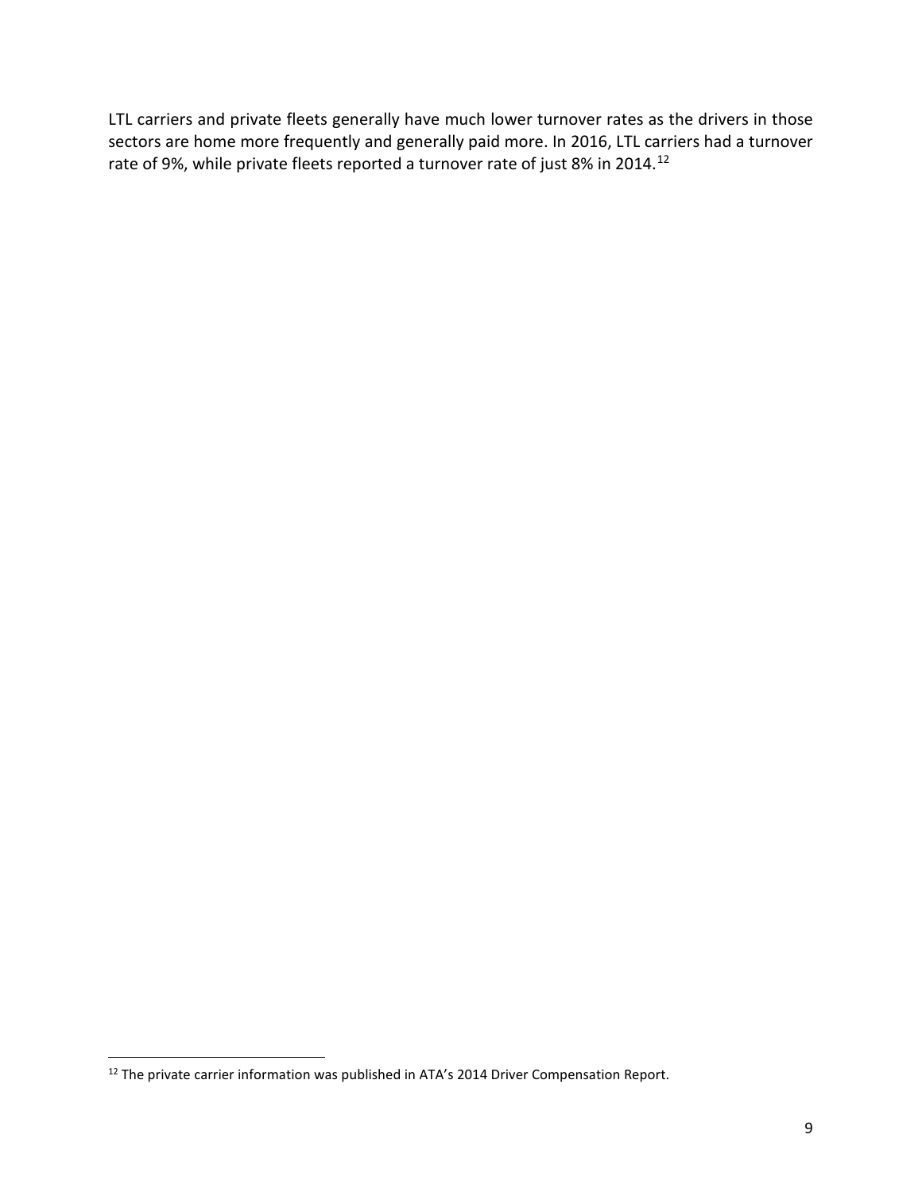LTL carriers and private fleets generally have much lower turnover rates as the drivers in those sectors are home more frequently and generally paid more. In 2016, LTL carriers had a turnover rate of 9%, while private fleets reported a turnover rate of just 8% in 2014.[12]

[12] The private carrier information was published in ATA's 2014 Driver Compensation Report.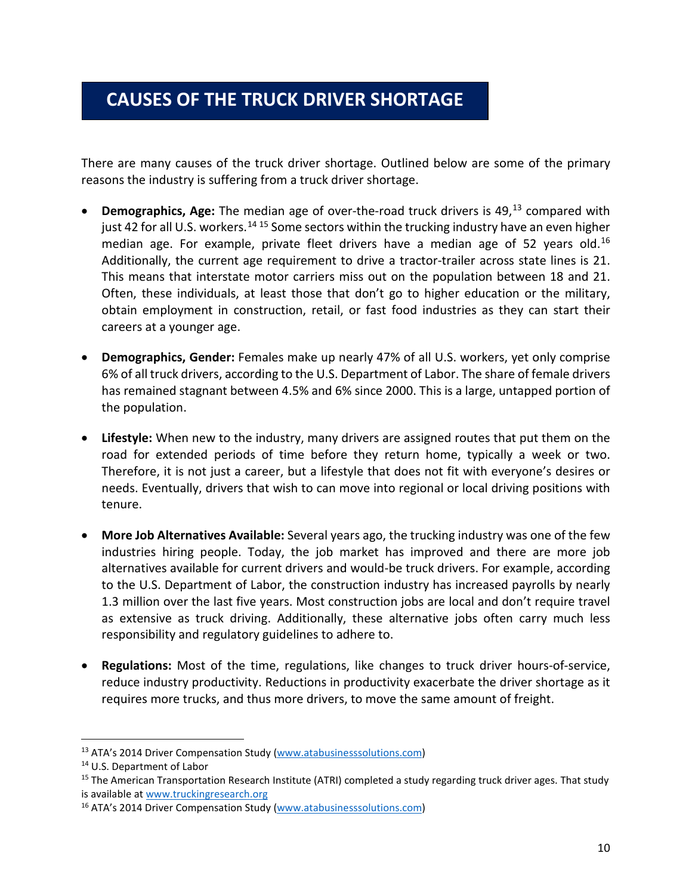# CAUSES OF THE TRUCK DRIVER SHORTAGE

There are many causes of the truck driver shortage. Outlined below are some of the primary reasons the industry is suffering from a truck driver shortage.

- **Demographics, Age:** The median age of over-the-road truck drivers is 49,[13] compared with just 42 for all U.S. workers.[14] [15] Some sectors within the trucking industry have an even higher median age. For example, private fleet drivers have a median age of 52 years old.[16] Additionally, the current age requirement to drive a tractor-trailer across state lines is 21. This means that interstate motor carriers miss out on the population between 18 and 21. Often, these individuals, at least those that don't go to higher education or the military, obtain employment in construction, retail, or fast food industries as they can start their careers at a younger age.

- **Demographics, Gender:** Females make up nearly 47% of all U.S. workers, yet only comprise 6% of all truck drivers, according to the U.S. Department of Labor. The share of female drivers has remained stagnant between 4.5% and 6% since 2000. This is a large, untapped portion of the population.

- **Lifestyle:** When new to the industry, many drivers are assigned routes that put them on the road for extended periods of time before they return home, typically a week or two. Therefore, it is not just a career, but a lifestyle that does not fit with everyone's desires or needs. Eventually, drivers that wish to can move into regional or local driving positions with tenure.

- **More Job Alternatives Available:** Several years ago, the trucking industry was one of the few industries hiring people. Today, the job market has improved and there are more job alternatives available for current drivers and would-be truck drivers. For example, according to the U.S. Department of Labor, the construction industry has increased payrolls by nearly 1.3 million over the last five years. Most construction jobs are local and don't require travel as extensive as truck driving. Additionally, these alternative jobs often carry much less responsibility and regulatory guidelines to adhere to.

- **Regulations:** Most of the time, regulations, like changes to truck driver hours-of-service, reduce industry productivity. Reductions in productivity exacerbate the driver shortage as it requires more trucks, and thus more drivers, to move the same amount of freight.

---

[13] ATA's 2014 Driver Compensation Study (www.atabusinesssolutions.com)

[14] U.S. Department of Labor

[15] The American Transportation Research Institute (ATRI) completed a study regarding truck driver ages. That study is available at www.truckingresearch.org

[16] ATA's 2014 Driver Compensation Study (www.atabusinesssolutions.com)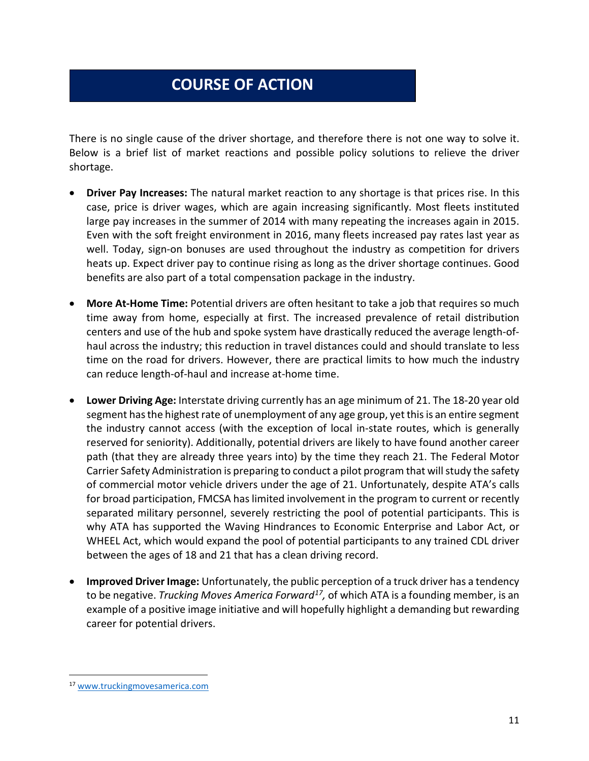# COURSE OF ACTION

There is no single cause of the driver shortage, and therefore there is not one way to solve it. Below is a brief list of market reactions and possible policy solutions to relieve the driver shortage.

- **Driver Pay Increases:** The natural market reaction to any shortage is that prices rise. In this case, price is driver wages, which are again increasing significantly. Most fleets instituted large pay increases in the summer of 2014 with many repeating the increases again in 2015. Even with the soft freight environment in 2016, many fleets increased pay rates last year as well. Today, sign-on bonuses are used throughout the industry as competition for drivers heats up. Expect driver pay to continue rising as long as the driver shortage continues. Good benefits are also part of a total compensation package in the industry.

- **More At-Home Time:** Potential drivers are often hesitant to take a job that requires so much time away from home, especially at first. The increased prevalence of retail distribution centers and use of the hub and spoke system have drastically reduced the average length-of-haul across the industry; this reduction in travel distances could and should translate to less time on the road for drivers. However, there are practical limits to how much the industry can reduce length-of-haul and increase at-home time.

- **Lower Driving Age:** Interstate driving currently has an age minimum of 21. The 18-20 year old segment has the highest rate of unemployment of any age group, yet this is an entire segment the industry cannot access (with the exception of local in-state routes, which is generally reserved for seniority). Additionally, potential drivers are likely to have found another career path (that they are already three years into) by the time they reach 21. The Federal Motor Carrier Safety Administration is preparing to conduct a pilot program that will study the safety of commercial motor vehicle drivers under the age of 21. Unfortunately, despite ATA's calls for broad participation, FMCSA has limited involvement in the program to current or recently separated military personnel, severely restricting the pool of potential participants. This is why ATA has supported the Waving Hindrances to Economic Enterprise and Labor Act, or WHEEL Act, which would expand the pool of potential participants to any trained CDL driver between the ages of 18 and 21 that has a clean driving record.

- **Improved Driver Image:** Unfortunately, the public perception of a truck driver has a tendency to be negative. *Trucking Moves America Forward*[17], of which ATA is a founding member, is an example of a positive image initiative and will hopefully highlight a demanding but rewarding career for potential drivers.

---

[17] www.truckingmovesamerica.com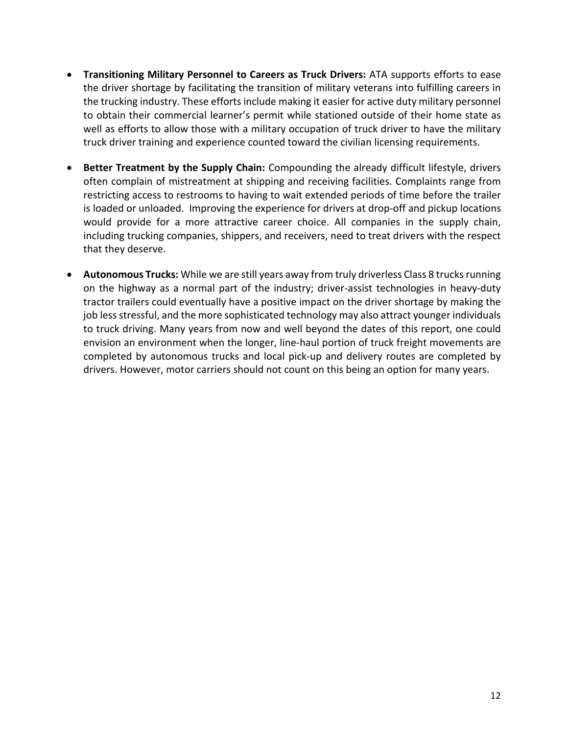- **Transitioning Military Personnel to Careers as Truck Drivers:** ATA supports efforts to ease the driver shortage by facilitating the transition of military veterans into fulfilling careers in the trucking industry. These efforts include making it easier for active duty military personnel to obtain their commercial learner's permit while stationed outside of their home state as well as efforts to allow those with a military occupation of truck driver to have the military truck driver training and experience counted toward the civilian licensing requirements.

- **Better Treatment by the Supply Chain:** Compounding the already difficult lifestyle, drivers often complain of mistreatment at shipping and receiving facilities. Complaints range from restricting access to restrooms to having to wait extended periods of time before the trailer is loaded or unloaded. Improving the experience for drivers at drop-off and pickup locations would provide for a more attractive career choice. All companies in the supply chain, including trucking companies, shippers, and receivers, need to treat drivers with the respect that they deserve.

- **Autonomous Trucks:** While we are still years away from truly driverless Class 8 trucks running on the highway as a normal part of the industry; driver-assist technologies in heavy-duty tractor trailers could eventually have a positive impact on the driver shortage by making the job less stressful, and the more sophisticated technology may also attract younger individuals to truck driving. Many years from now and well beyond the dates of this report, one could envision an environment when the longer, line-haul portion of truck freight movements are completed by autonomous trucks and local pick-up and delivery routes are completed by drivers. However, motor carriers should not count on this being an option for many years.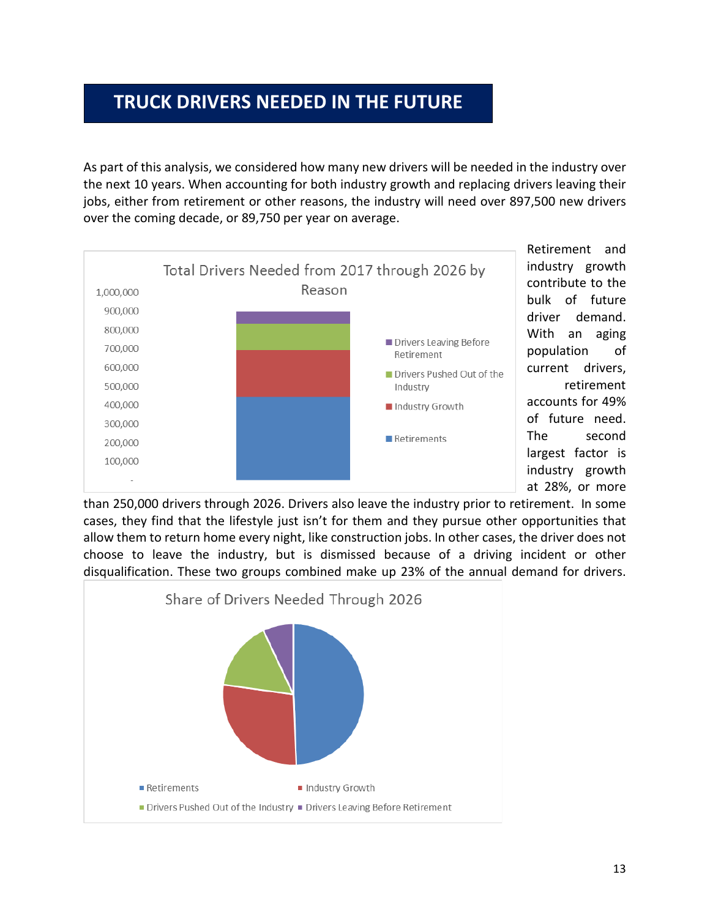## TRUCK DRIVERS NEEDED IN THE FUTURE

As part of this analysis, we considered how many new drivers will be needed in the industry over the next 10 years. When accounting for both industry growth and replacing drivers leaving their jobs, either from retirement or other reasons, the industry will need over 897,500 new drivers over the coming decade, or 89,750 per year on average.

Total Drivers Needed from 2017 through 2026 by Reason

1,000,000
900,000
800,000
700,000
600,000
500,000
400,000
300,000
200,000
100,000
-

Drivers Leaving Before Retirement
Drivers Pushed Out of the Industry
Industry Growth
Retirements

Retirement and industry growth contribute to the bulk of future driver demand. With an aging population of current drivers, retirement accounts for 49% of future need. The second largest factor is industry growth at 28%, or more than 250,000 drivers through 2026. Drivers also leave the industry prior to retirement. In some cases, they find that the lifestyle just isn't for them and they pursue other opportunities that allow them to return home every night, like construction jobs. In other cases, the driver does not choose to leave the industry, but is dismissed because of a driving incident or other disqualification. These two groups combined make up 23% of the annual demand for drivers.

Share of Drivers Needed Through 2026

Retirements
Industry Growth
Drivers Pushed Out of the Industry
Drivers Leaving Before Retirement